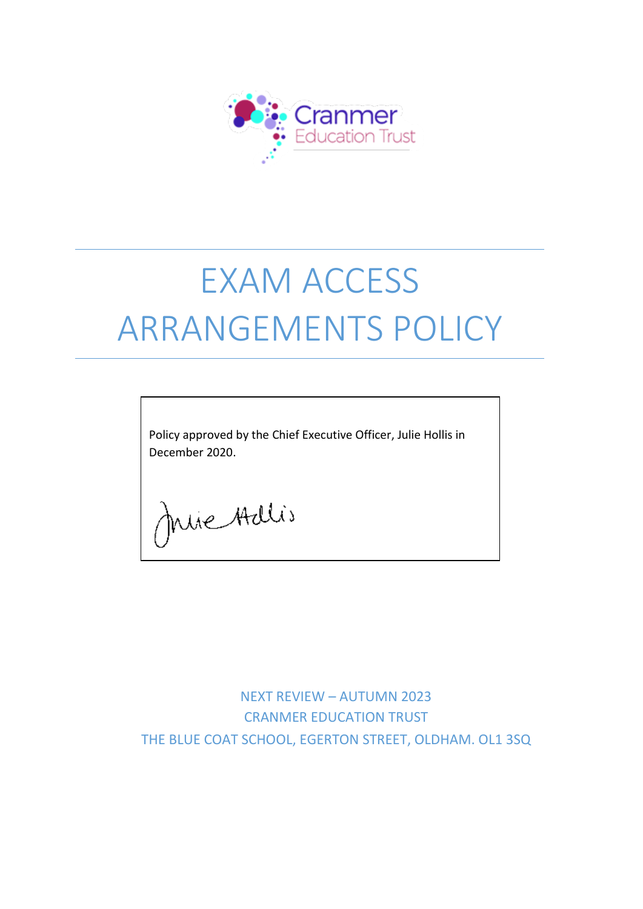Cranmer Education Trust

# EXAM ACCESS ARRANGEMENTS POLICY

Policy approved by the Chief Executive Officer, Julie Hollis in December 2020.

NEXT REVIEW – AUTUMN 2023

CRANMER EDUCATION TRUST

THE BLUE COAT SCHOOL, EGERTON STREET, OLDHAM. OL1 3SQ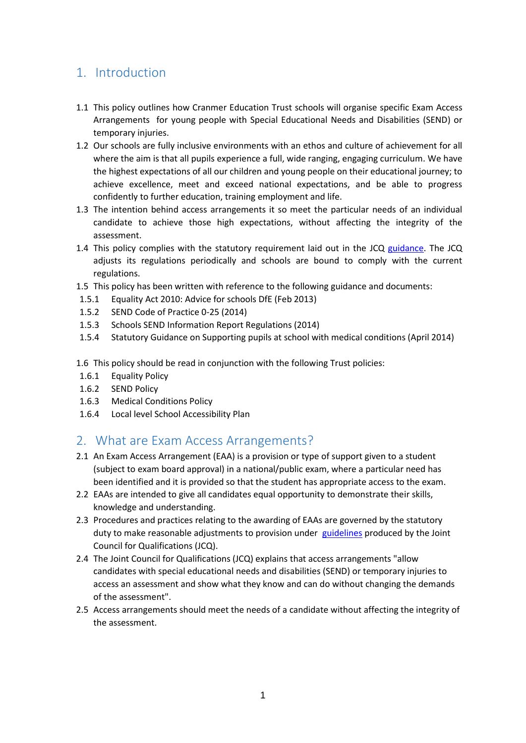## 1. Introduction

1.1 This policy outlines how Cranmer Education Trust schools will organise specific Exam Access Arrangements for young people with Special Educational Needs and Disabilities (SEND) or temporary injuries.

1.2 Our schools are fully inclusive environments with an ethos and culture of achievement for all where the aim is that all pupils experience a full, wide ranging, engaging curriculum. We have the highest expectations of all our children and young people on their educational journey; to achieve excellence, meet and exceed national expectations, and be able to progress confidently to further education, training employment and life.

1.3 The intention behind access arrangements it so meet the particular needs of an individual candidate to achieve those high expectations, without affecting the integrity of the assessment.

1.4 This policy complies with the statutory requirement laid out in the JCQ guidance. The JCQ adjusts its regulations periodically and schools are bound to comply with the current regulations.

1.5 This policy has been written with reference to the following guidance and documents:

- 1.5.1 Equality Act 2010: Advice for schools DfE (Feb 2013)
- 1.5.2 SEND Code of Practice 0-25 (2014)
- 1.5.3 Schools SEND Information Report Regulations (2014)
- 1.5.4 Statutory Guidance on Supporting pupils at school with medical conditions (April 2014)

1.6 This policy should be read in conjunction with the following Trust policies:

- 1.6.1 Equality Policy
- 1.6.2 SEND Policy
- 1.6.3 Medical Conditions Policy
- 1.6.4 Local level School Accessibility Plan

## 2. What are Exam Access Arrangements?

2.1 An Exam Access Arrangement (EAA) is a provision or type of support given to a student (subject to exam board approval) in a national/public exam, where a particular need has been identified and it is provided so that the student has appropriate access to the exam.

2.2 EAAs are intended to give all candidates equal opportunity to demonstrate their skills, knowledge and understanding.

2.3 Procedures and practices relating to the awarding of EAAs are governed by the statutory duty to make reasonable adjustments to provision under guidelines produced by the Joint Council for Qualifications (JCQ).

2.4 The Joint Council for Qualifications (JCQ) explains that access arrangements "allow candidates with special educational needs and disabilities (SEND) or temporary injuries to access an assessment and show what they know and can do without changing the demands of the assessment".

2.5 Access arrangements should meet the needs of a candidate without affecting the integrity of the assessment.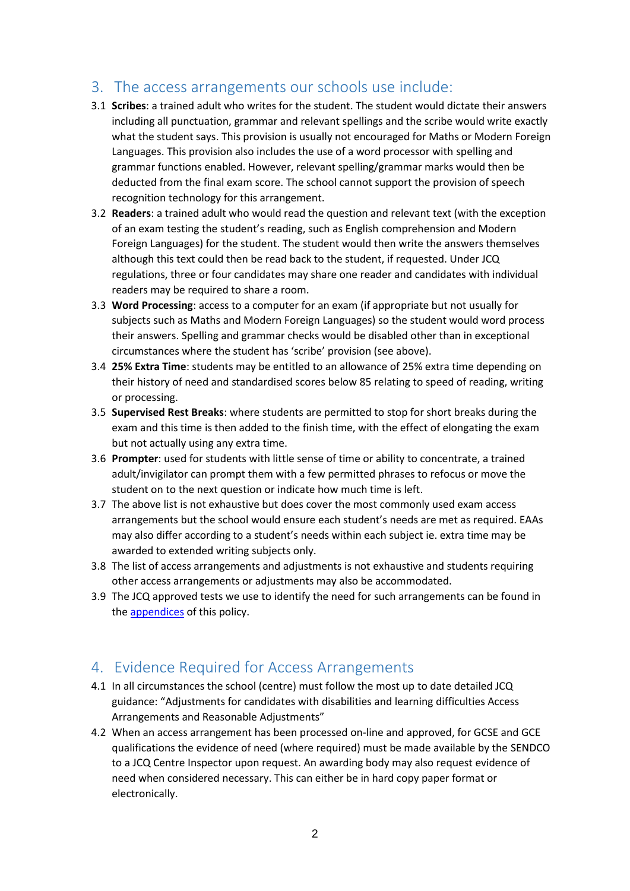## 3. The access arrangements our schools use include:

3.1 **Scribes**: a trained adult who writes for the student. The student would dictate their answers including all punctuation, grammar and relevant spellings and the scribe would write exactly what the student says. This provision is usually not encouraged for Maths or Modern Foreign Languages. This provision also includes the use of a word processor with spelling and grammar functions enabled. However, relevant spelling/grammar marks would then be deducted from the final exam score. The school cannot support the provision of speech recognition technology for this arrangement.

3.2 **Readers**: a trained adult who would read the question and relevant text (with the exception of an exam testing the student's reading, such as English comprehension and Modern Foreign Languages) for the student. The student would then write the answers themselves although this text could then be read back to the student, if requested. Under JCQ regulations, three or four candidates may share one reader and candidates with individual readers may be required to share a room.

3.3 **Word Processing**: access to a computer for an exam (if appropriate but not usually for subjects such as Maths and Modern Foreign Languages) so the student would word process their answers. Spelling and grammar checks would be disabled other than in exceptional circumstances where the student has 'scribe' provision (see above).

3.4 **25% Extra Time**: students may be entitled to an allowance of 25% extra time depending on their history of need and standardised scores below 85 relating to speed of reading, writing or processing.

3.5 **Supervised Rest Breaks**: where students are permitted to stop for short breaks during the exam and this time is then added to the finish time, with the effect of elongating the exam but not actually using any extra time.

3.6 **Prompter**: used for students with little sense of time or ability to concentrate, a trained adult/invigilator can prompt them with a few permitted phrases to refocus or move the student on to the next question or indicate how much time is left.

3.7 The above list is not exhaustive but does cover the most commonly used exam access arrangements but the school would ensure each student's needs are met as required. EAAs may also differ according to a student's needs within each subject ie. extra time may be awarded to extended writing subjects only.

3.8 The list of access arrangements and adjustments is not exhaustive and students requiring other access arrangements or adjustments may also be accommodated.

3.9 The JCQ approved tests we use to identify the need for such arrangements can be found in the appendices of this policy.

## 4. Evidence Required for Access Arrangements

4.1 In all circumstances the school (centre) must follow the most up to date detailed JCQ guidance: "Adjustments for candidates with disabilities and learning difficulties Access Arrangements and Reasonable Adjustments"

4.2 When an access arrangement has been processed on-line and approved, for GCSE and GCE qualifications the evidence of need (where required) must be made available by the SENDCO to a JCQ Centre Inspector upon request. An awarding body may also request evidence of need when considered necessary. This can either be in hard copy paper format or electronically.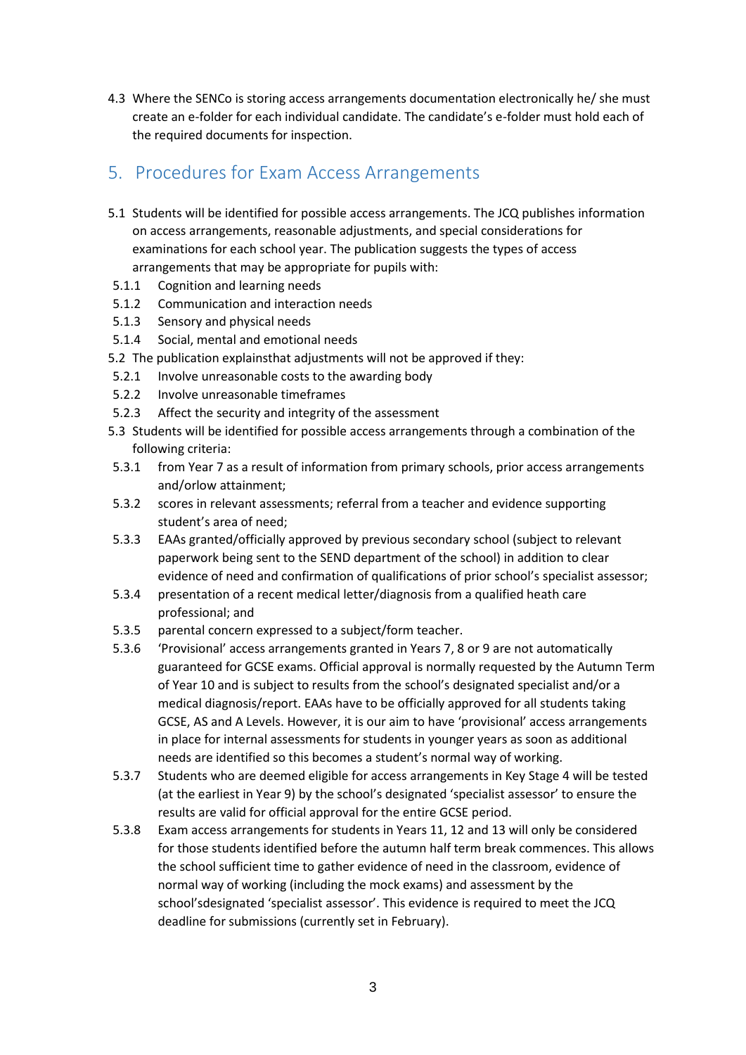4.3 Where the SENCo is storing access arrangements documentation electronically he/ she must create an e-folder for each individual candidate. The candidate's e-folder must hold each of the required documents for inspection.

## 5. Procedures for Exam Access Arrangements

5.1 Students will be identified for possible access arrangements. The JCQ publishes information on access arrangements, reasonable adjustments, and special considerations for examinations for each school year. The publication suggests the types of access arrangements that may be appropriate for pupils with:

- 5.1.1 Cognition and learning needs
- 5.1.2 Communication and interaction needs
- 5.1.3 Sensory and physical needs
- 5.1.4 Social, mental and emotional needs

5.2 The publication explainsthat adjustments will not be approved if they:

- 5.2.1 Involve unreasonable costs to the awarding body
- 5.2.2 Involve unreasonable timeframes
- 5.2.3 Affect the security and integrity of the assessment

5.3 Students will be identified for possible access arrangements through a combination of the following criteria:

- 5.3.1 from Year 7 as a result of information from primary schools, prior access arrangements and/orlow attainment;
- 5.3.2 scores in relevant assessments; referral from a teacher and evidence supporting student's area of need;
- 5.3.3 EAAs granted/officially approved by previous secondary school (subject to relevant paperwork being sent to the SEND department of the school) in addition to clear evidence of need and confirmation of qualifications of prior school's specialist assessor;
- 5.3.4 presentation of a recent medical letter/diagnosis from a qualified heath care professional; and
- 5.3.5 parental concern expressed to a subject/form teacher.
- 5.3.6 'Provisional' access arrangements granted in Years 7, 8 or 9 are not automatically guaranteed for GCSE exams. Official approval is normally requested by the Autumn Term of Year 10 and is subject to results from the school's designated specialist and/or a medical diagnosis/report. EAAs have to be officially approved for all students taking GCSE, AS and A Levels. However, it is our aim to have 'provisional' access arrangements in place for internal assessments for students in younger years as soon as additional needs are identified so this becomes a student's normal way of working.
- 5.3.7 Students who are deemed eligible for access arrangements in Key Stage 4 will be tested (at the earliest in Year 9) by the school's designated 'specialist assessor' to ensure the results are valid for official approval for the entire GCSE period.
- 5.3.8 Exam access arrangements for students in Years 11, 12 and 13 will only be considered for those students identified before the autumn half term break commences. This allows the school sufficient time to gather evidence of need in the classroom, evidence of normal way of working (including the mock exams) and assessment by the school'sdesignated 'specialist assessor'. This evidence is required to meet the JCQ deadline for submissions (currently set in February).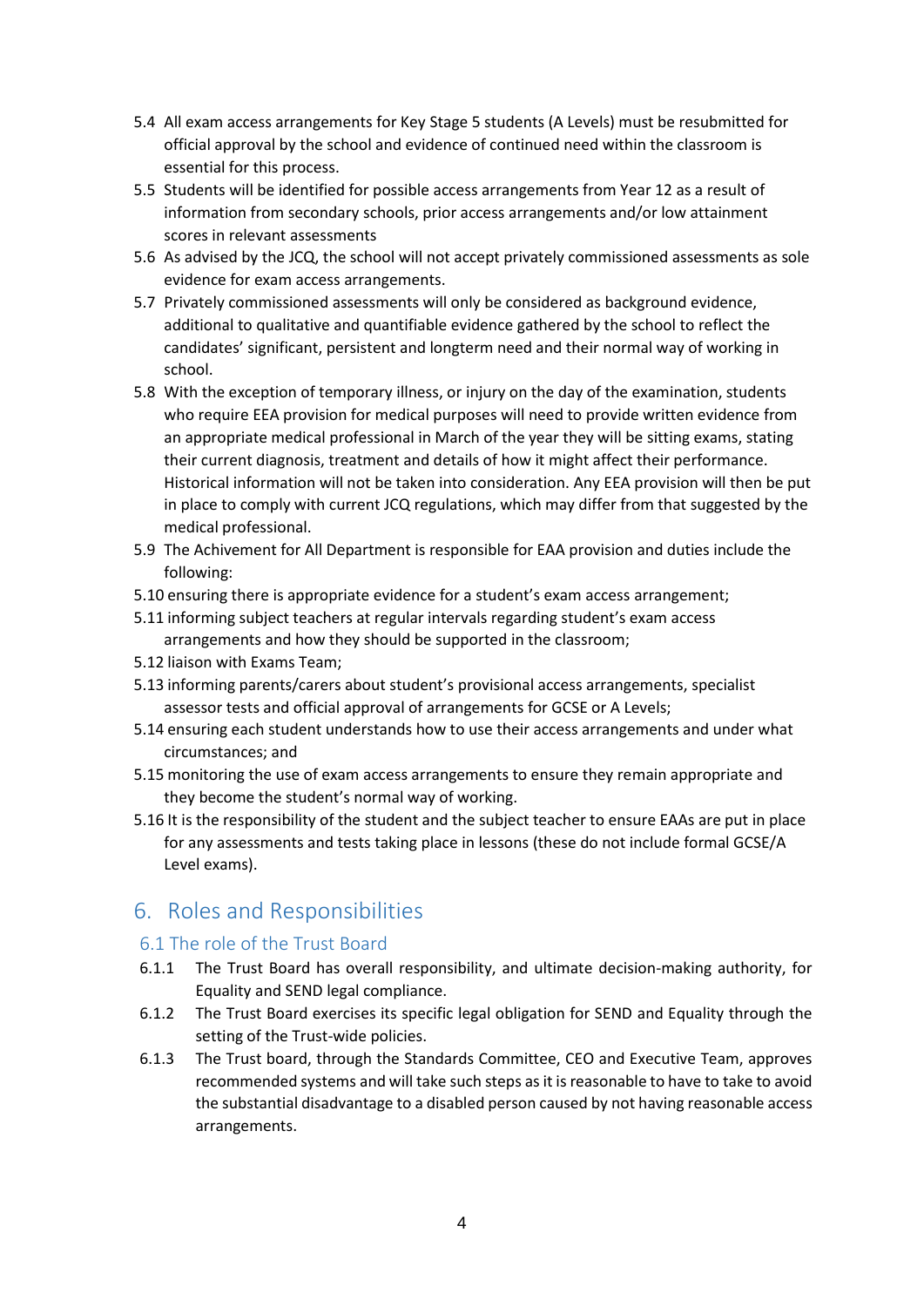5.4 All exam access arrangements for Key Stage 5 students (A Levels) must be resubmitted for official approval by the school and evidence of continued need within the classroom is essential for this process.

5.5 Students will be identified for possible access arrangements from Year 12 as a result of information from secondary schools, prior access arrangements and/or low attainment scores in relevant assessments

5.6 As advised by the JCQ, the school will not accept privately commissioned assessments as sole evidence for exam access arrangements.

5.7 Privately commissioned assessments will only be considered as background evidence, additional to qualitative and quantifiable evidence gathered by the school to reflect the candidates' significant, persistent and longterm need and their normal way of working in school.

5.8 With the exception of temporary illness, or injury on the day of the examination, students who require EEA provision for medical purposes will need to provide written evidence from an appropriate medical professional in March of the year they will be sitting exams, stating their current diagnosis, treatment and details of how it might affect their performance. Historical information will not be taken into consideration. Any EEA provision will then be put in place to comply with current JCQ regulations, which may differ from that suggested by the medical professional.

5.9 The Achievement for All Department is responsible for EAA provision and duties include the following:

5.10 ensuring there is appropriate evidence for a student's exam access arrangement;

5.11 informing subject teachers at regular intervals regarding student's exam access arrangements and how they should be supported in the classroom;

5.12 liaison with Exams Team;

5.13 informing parents/carers about student's provisional access arrangements, specialist assessor tests and official approval of arrangements for GCSE or A Levels;

5.14 ensuring each student understands how to use their access arrangements and under what circumstances; and

5.15 monitoring the use of exam access arrangements to ensure they remain appropriate and they become the student's normal way of working.

5.16 It is the responsibility of the student and the subject teacher to ensure EAAs are put in place for any assessments and tests taking place in lessons (these do not include formal GCSE/A Level exams).

## 6. Roles and Responsibilities

### 6.1 The role of the Trust Board

6.1.1 The Trust Board has overall responsibility, and ultimate decision-making authority, for Equality and SEND legal compliance.

6.1.2 The Trust Board exercises its specific legal obligation for SEND and Equality through the setting of the Trust-wide policies.

6.1.3 The Trust board, through the Standards Committee, CEO and Executive Team, approves recommended systems and will take such steps as it is reasonable to have to take to avoid the substantial disadvantage to a disabled person caused by not having reasonable access arrangements.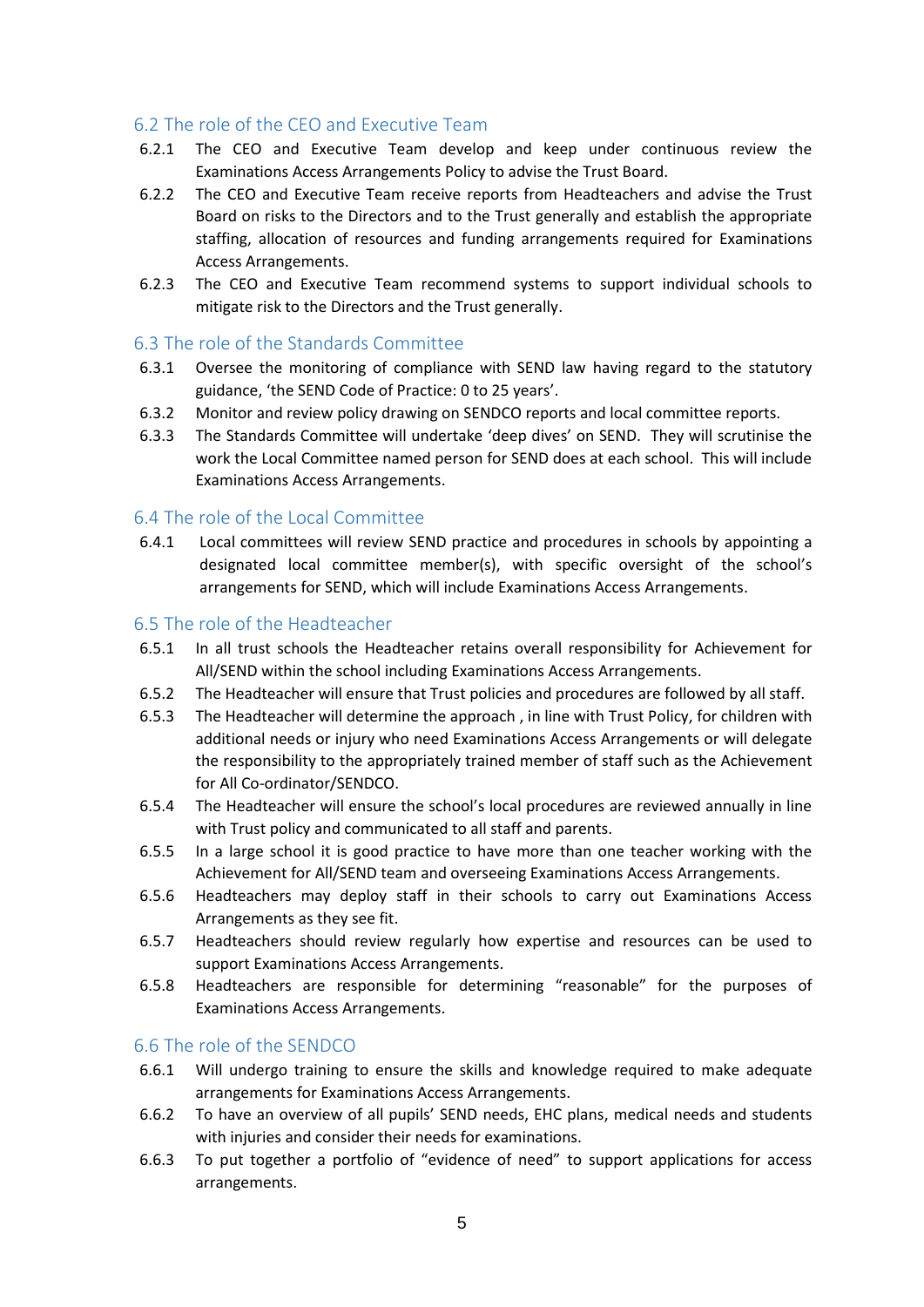## 6.2 The role of the CEO and Executive Team

6.2.1 The CEO and Executive Team develop and keep under continuous review the Examinations Access Arrangements Policy to advise the Trust Board.

6.2.2 The CEO and Executive Team receive reports from Headteachers and advise the Trust Board on risks to the Directors and to the Trust generally and establish the appropriate staffing, allocation of resources and funding arrangements required for Examinations Access Arrangements.

6.2.3 The CEO and Executive Team recommend systems to support individual schools to mitigate risk to the Directors and the Trust generally.

## 6.3 The role of the Standards Committee

6.3.1 Oversee the monitoring of compliance with SEND law having regard to the statutory guidance, 'the SEND Code of Practice: 0 to 25 years'.

6.3.2 Monitor and review policy drawing on SENDCO reports and local committee reports.

6.3.3 The Standards Committee will undertake 'deep dives' on SEND. They will scrutinise the work the Local Committee named person for SEND does at each school. This will include Examinations Access Arrangements.

## 6.4 The role of the Local Committee

6.4.1 Local committees will review SEND practice and procedures in schools by appointing a designated local committee member(s), with specific oversight of the school's arrangements for SEND, which will include Examinations Access Arrangements.

## 6.5 The role of the Headteacher

6.5.1 In all trust schools the Headteacher retains overall responsibility for Achievement for All/SEND within the school including Examinations Access Arrangements.

6.5.2 The Headteacher will ensure that Trust policies and procedures are followed by all staff.

6.5.3 The Headteacher will determine the approach , in line with Trust Policy, for children with additional needs or injury who need Examinations Access Arrangements or will delegate the responsibility to the appropriately trained member of staff such as the Achievement for All Co-ordinator/SENDCO.

6.5.4 The Headteacher will ensure the school's local procedures are reviewed annually in line with Trust policy and communicated to all staff and parents.

6.5.5 In a large school it is good practice to have more than one teacher working with the Achievement for All/SEND team and overseeing Examinations Access Arrangements.

6.5.6 Headteachers may deploy staff in their schools to carry out Examinations Access Arrangements as they see fit.

6.5.7 Headteachers should review regularly how expertise and resources can be used to support Examinations Access Arrangements.

6.5.8 Headteachers are responsible for determining "reasonable" for the purposes of Examinations Access Arrangements.

## 6.6 The role of the SENDCO

6.6.1 Will undergo training to ensure the skills and knowledge required to make adequate arrangements for Examinations Access Arrangements.

6.6.2 To have an overview of all pupils' SEND needs, EHC plans, medical needs and students with injuries and consider their needs for examinations.

6.6.3 To put together a portfolio of "evidence of need" to support applications for access arrangements.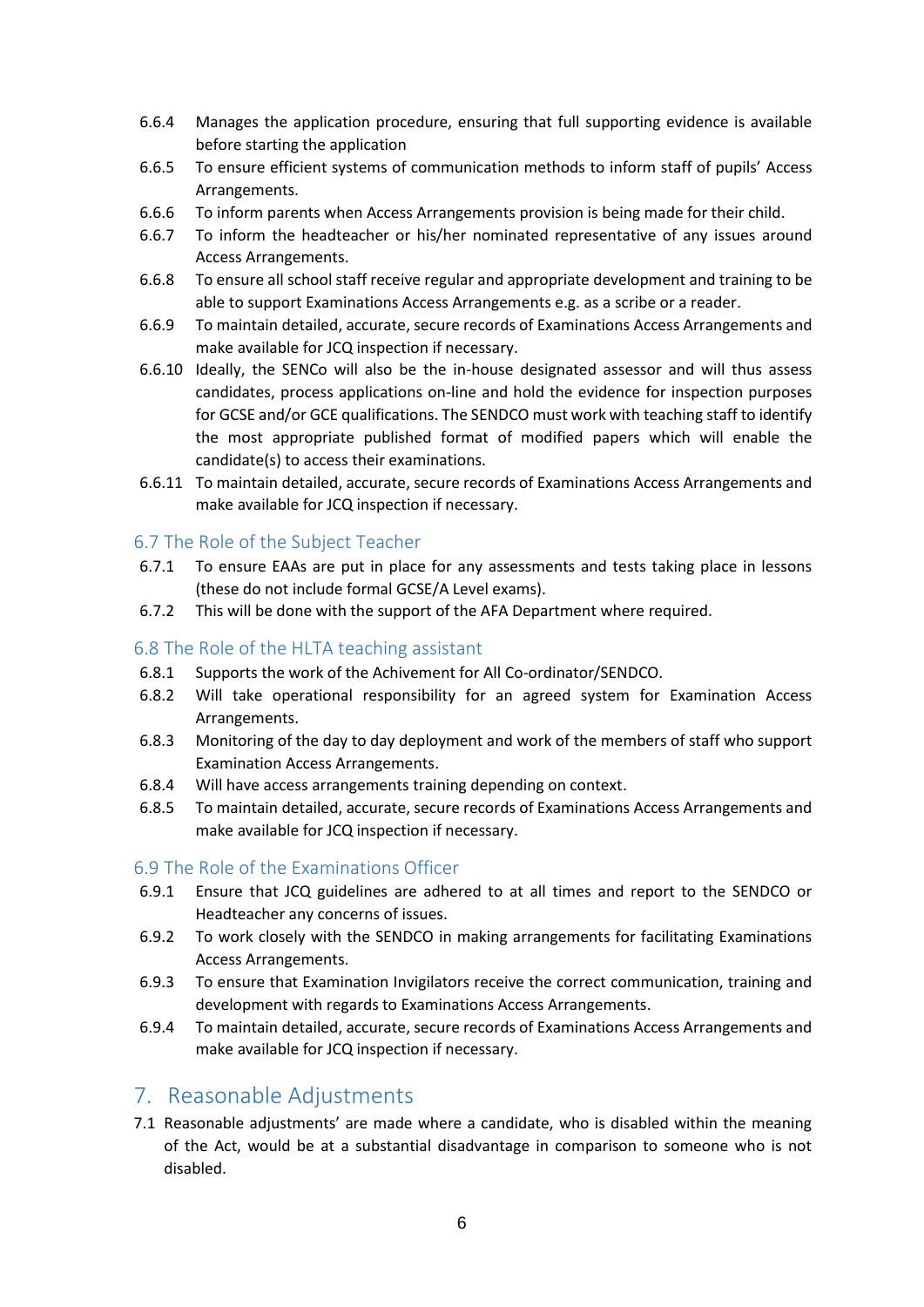6.6.4 Manages the application procedure, ensuring that full supporting evidence is available before starting the application

6.6.5 To ensure efficient systems of communication methods to inform staff of pupils' Access Arrangements.

6.6.6 To inform parents when Access Arrangements provision is being made for their child.

6.6.7 To inform the headteacher or his/her nominated representative of any issues around Access Arrangements.

6.6.8 To ensure all school staff receive regular and appropriate development and training to be able to support Examinations Access Arrangements e.g. as a scribe or a reader.

6.6.9 To maintain detailed, accurate, secure records of Examinations Access Arrangements and make available for JCQ inspection if necessary.

6.6.10 Ideally, the SENCo will also be the in-house designated assessor and will thus assess candidates, process applications on-line and hold the evidence for inspection purposes for GCSE and/or GCE qualifications. The SENDCO must work with teaching staff to identify the most appropriate published format of modified papers which will enable the candidate(s) to access their examinations.

6.6.11 To maintain detailed, accurate, secure records of Examinations Access Arrangements and make available for JCQ inspection if necessary.

### 6.7 The Role of the Subject Teacher

6.7.1 To ensure EAAs are put in place for any assessments and tests taking place in lessons (these do not include formal GCSE/A Level exams).

6.7.2 This will be done with the support of the AFA Department where required.

### 6.8 The Role of the HLTA teaching assistant

6.8.1 Supports the work of the Achivement for All Co-ordinator/SENDCO.

6.8.2 Will take operational responsibility for an agreed system for Examination Access Arrangements.

6.8.3 Monitoring of the day to day deployment and work of the members of staff who support Examination Access Arrangements.

6.8.4 Will have access arrangements training depending on context.

6.8.5 To maintain detailed, accurate, secure records of Examinations Access Arrangements and make available for JCQ inspection if necessary.

### 6.9 The Role of the Examinations Officer

6.9.1 Ensure that JCQ guidelines are adhered to at all times and report to the SENDCO or Headteacher any concerns of issues.

6.9.2 To work closely with the SENDCO in making arrangements for facilitating Examinations Access Arrangements.

6.9.3 To ensure that Examination Invigilators receive the correct communication, training and development with regards to Examinations Access Arrangements.

6.9.4 To maintain detailed, accurate, secure records of Examinations Access Arrangements and make available for JCQ inspection if necessary.

## 7. Reasonable Adjustments

7.1 Reasonable adjustments' are made where a candidate, who is disabled within the meaning of the Act, would be at a substantial disadvantage in comparison to someone who is not disabled.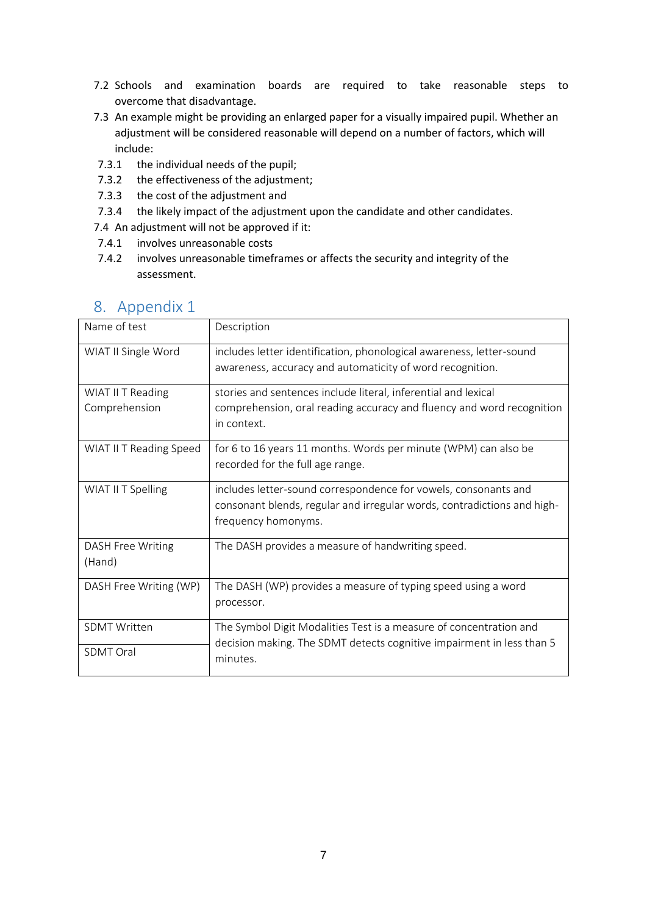7.2 Schools and examination boards are required to take reasonable steps to overcome that disadvantage.

7.3 An example might be providing an enlarged paper for a visually impaired pupil. Whether an adjustment will be considered reasonable will depend on a number of factors, which will include:

7.3.1 the individual needs of the pupil;

7.3.2 the effectiveness of the adjustment;

7.3.3 the cost of the adjustment and

7.3.4 the likely impact of the adjustment upon the candidate and other candidates.

7.4 An adjustment will not be approved if it:

7.4.1 involves unreasonable costs

7.4.2 involves unreasonable timeframes or affects the security and integrity of the assessment.

## 8. Appendix 1

| Name of test | Description |
|---|---|
| WIAT II Single Word | includes letter identification, phonological awareness, letter-sound awareness, accuracy and automaticity of word recognition. |
| WIAT II T Reading Comprehension | stories and sentences include literal, inferential and lexical comprehension, oral reading accuracy and fluency and word recognition in context. |
| WIAT II T Reading Speed | for 6 to 16 years 11 months. Words per minute (WPM) can also be recorded for the full age range. |
| WIAT II T Spelling | includes letter-sound correspondence for vowels, consonants and consonant blends, regular and irregular words, contradictions and high-frequency homonyms. |
| DASH Free Writing (Hand) | The DASH provides a measure of handwriting speed. |
| DASH Free Writing (WP) | The DASH (WP) provides a measure of typing speed using a word processor. |
| SDMT Written | The Symbol Digit Modalities Test is a measure of concentration and decision making. The SDMT detects cognitive impairment in less than 5 minutes. |
| SDMT Oral | |